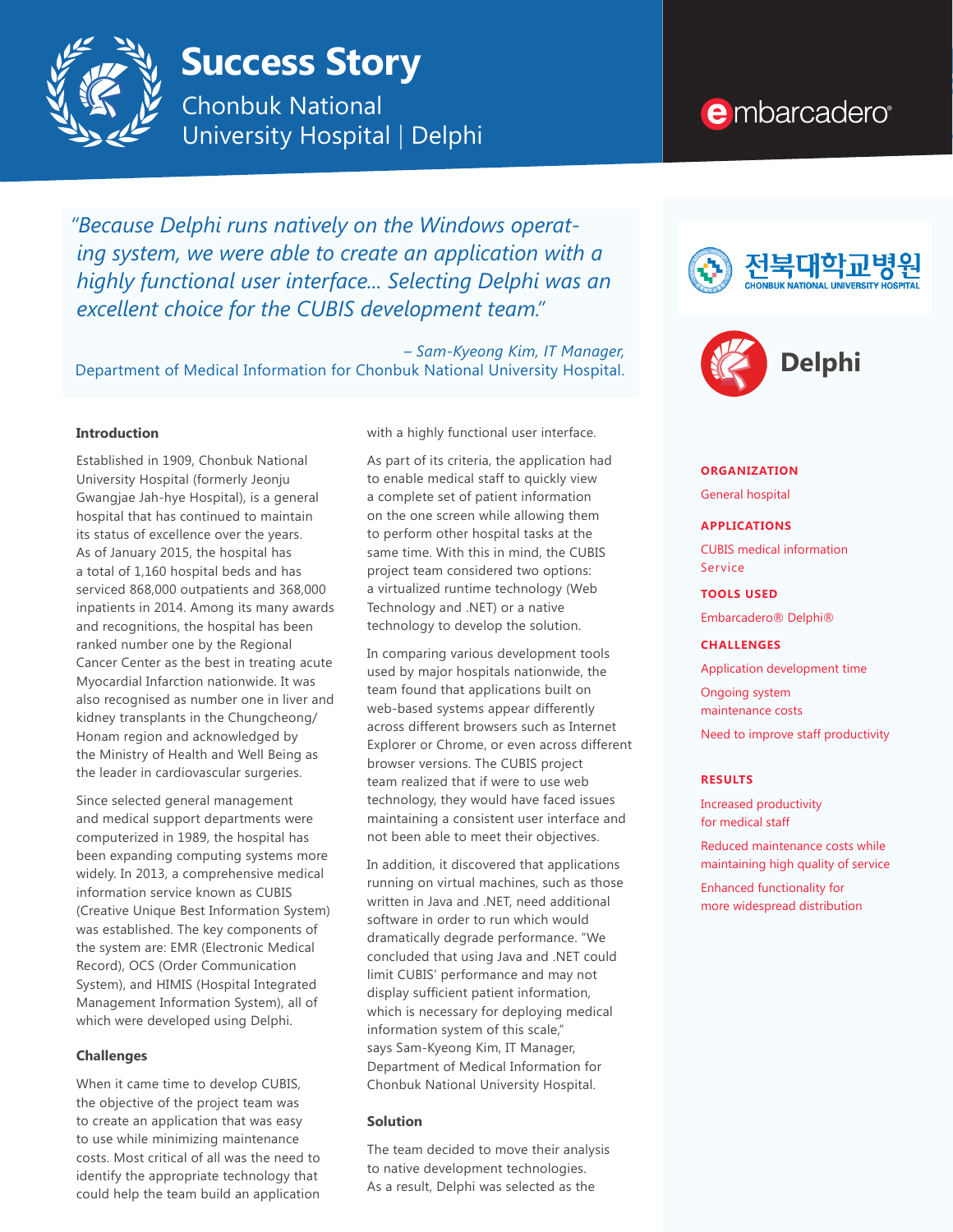# Success Story

## Chonbuk National University Hospital | Delphi

embarcadero®

*"Because Delphi runs natively on the Windows operating system, we were able to create an application with a highly functional user interface... Selecting Delphi was an excellent choice for the CUBIS development team."*

*– Sam-Kyeong Kim, IT Manager,*
Department of Medical Information for Chonbuk National University Hospital.

전북대학교병원
CHONBUK NATIONAL UNIVERSITY HOSPITAL

Delphi

**ORGANIZATION**

General hospital

**APPLICATIONS**

CUBIS medical information Service

**TOOLS USED**

Embarcadero® Delphi®

**CHALLENGES**

Application development time

Ongoing system maintenance costs

Need to improve staff productivity

**RESULTS**

Increased productivity for medical staff

Reduced maintenance costs while maintaining high quality of service

Enhanced functionality for more widespread distribution

### Introduction

Established in 1909, Chonbuk National University Hospital (formerly Jeonju Gwangjae Jah-hye Hospital), is a general hospital that has continued to maintain its status of excellence over the years. As of January 2015, the hospital has a total of 1,160 hospital beds and has serviced 868,000 outpatients and 368,000 inpatients in 2014. Among its many awards and recognitions, the hospital has been ranked number one by the Regional Cancer Center as the best in treating acute Myocardial Infarction nationwide. It was also recognised as number one in liver and kidney transplants in the Chungcheong/ Honam region and acknowledged by the Ministry of Health and Well Being as the leader in cardiovascular surgeries.

Since selected general management and medical support departments were computerized in 1989, the hospital has been expanding computing systems more widely. In 2013, a comprehensive medical information service known as CUBIS (Creative Unique Best Information System) was established. The key components of the system are: EMR (Electronic Medical Record), OCS (Order Communication System), and HIMIS (Hospital Integrated Management Information System), all of which were developed using Delphi.

### Challenges

When it came time to develop CUBIS, the objective of the project team was to create an application that was easy to use while minimizing maintenance costs. Most critical of all was the need to identify the appropriate technology that could help the team build an application with a highly functional user interface.

As part of its criteria, the application had to enable medical staff to quickly view a complete set of patient information on the one screen while allowing them to perform other hospital tasks at the same time. With this in mind, the CUBIS project team considered two options: a virtualized runtime technology (Web Technology and .NET) or a native technology to develop the solution.

In comparing various development tools used by major hospitals nationwide, the team found that applications built on web-based systems appear differently across different browsers such as Internet Explorer or Chrome, or even across different browser versions. The CUBIS project team realized that if were to use web technology, they would have faced issues maintaining a consistent user interface and not been able to meet their objectives.

In addition, it discovered that applications running on virtual machines, such as those written in Java and .NET, need additional software in order to run which would dramatically degrade performance. "We concluded that using Java and .NET could limit CUBIS' performance and may not display sufficient patient information, which is necessary for deploying medical information system of this scale," says Sam-Kyeong Kim, IT Manager, Department of Medical Information for Chonbuk National University Hospital.

### Solution

The team decided to move their analysis to native development technologies. As a result, Delphi was selected as the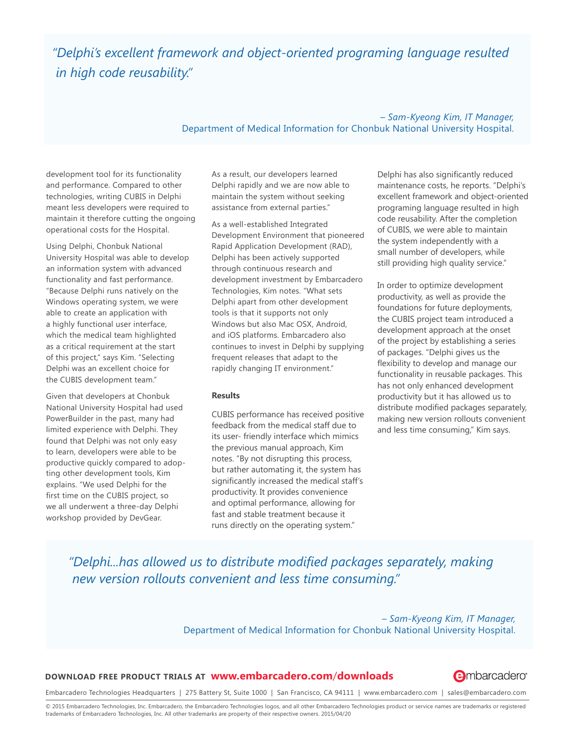*"Delphi's excellent framework and object-oriented programing language resulted in high code reusability."*

*– Sam-Kyeong Kim, IT Manager,*
Department of Medical Information for Chonbuk National University Hospital.

development tool for its functionality and performance. Compared to other technologies, writing CUBIS in Delphi meant less developers were required to maintain it therefore cutting the ongoing operational costs for the Hospital.

Using Delphi, Chonbuk National University Hospital was able to develop an information system with advanced functionality and fast performance. "Because Delphi runs natively on the Windows operating system, we were able to create an application with a highly functional user interface, which the medical team highlighted as a critical requirement at the start of this project," says Kim. "Selecting Delphi was an excellent choice for the CUBIS development team."

Given that developers at Chonbuk National University Hospital had used PowerBuilder in the past, many had limited experience with Delphi. They found that Delphi was not only easy to learn, developers were able to be productive quickly compared to adopting other development tools, Kim explains. "We used Delphi for the first time on the CUBIS project, so we all underwent a three-day Delphi workshop provided by DevGear. As a result, our developers learned Delphi rapidly and we are now able to maintain the system without seeking assistance from external parties."

As a well-established Integrated Development Environment that pioneered Rapid Application Development (RAD), Delphi has been actively supported through continuous research and development investment by Embarcadero Technologies, Kim notes. "What sets Delphi apart from other development tools is that it supports not only Windows but also Mac OSX, Android, and iOS platforms. Embarcadero also continues to invest in Delphi by supplying frequent releases that adapt to the rapidly changing IT environment."

**Results**

CUBIS performance has received positive feedback from the medical staff due to its user- friendly interface which mimics the previous manual approach, Kim notes. "By not disrupting this process, but rather automating it, the system has significantly increased the medical staff's productivity. It provides convenience and optimal performance, allowing for fast and stable treatment because it runs directly on the operating system."

Delphi has also significantly reduced maintenance costs, he reports. "Delphi's excellent framework and object-oriented programing language resulted in high code reusability. After the completion of CUBIS, we were able to maintain the system independently with a small number of developers, while still providing high quality service."

In order to optimize development productivity, as well as provide the foundations for future deployments, the CUBIS project team introduced a development approach at the onset of the project by establishing a series of packages. "Delphi gives us the flexibility to develop and manage our functionality in reusable packages. This has not only enhanced development productivity but it has allowed us to distribute modified packages separately, making new version rollouts convenient and less time consuming," Kim says.

*"Delphi...has allowed us to distribute modified packages separately, making new version rollouts convenient and less time consuming."*

*– Sam-Kyeong Kim, IT Manager,*
Department of Medical Information for Chonbuk National University Hospital.

**DOWNLOAD FREE PRODUCT TRIALS AT www.embarcadero.com/downloads**

embarcadero

Embarcadero Technologies Headquarters | 275 Battery St, Suite 1000 | San Francisco, CA 94111 | www.embarcadero.com | sales@embarcadero.com

© 2015 Embarcadero Technologies, Inc. Embarcadero, the Embarcadero Technologies logos, and all other Embarcadero Technologies product or service names are trademarks or registered trademarks of Embarcadero Technologies, Inc. All other trademarks are property of their respective owners. 2015/04/20